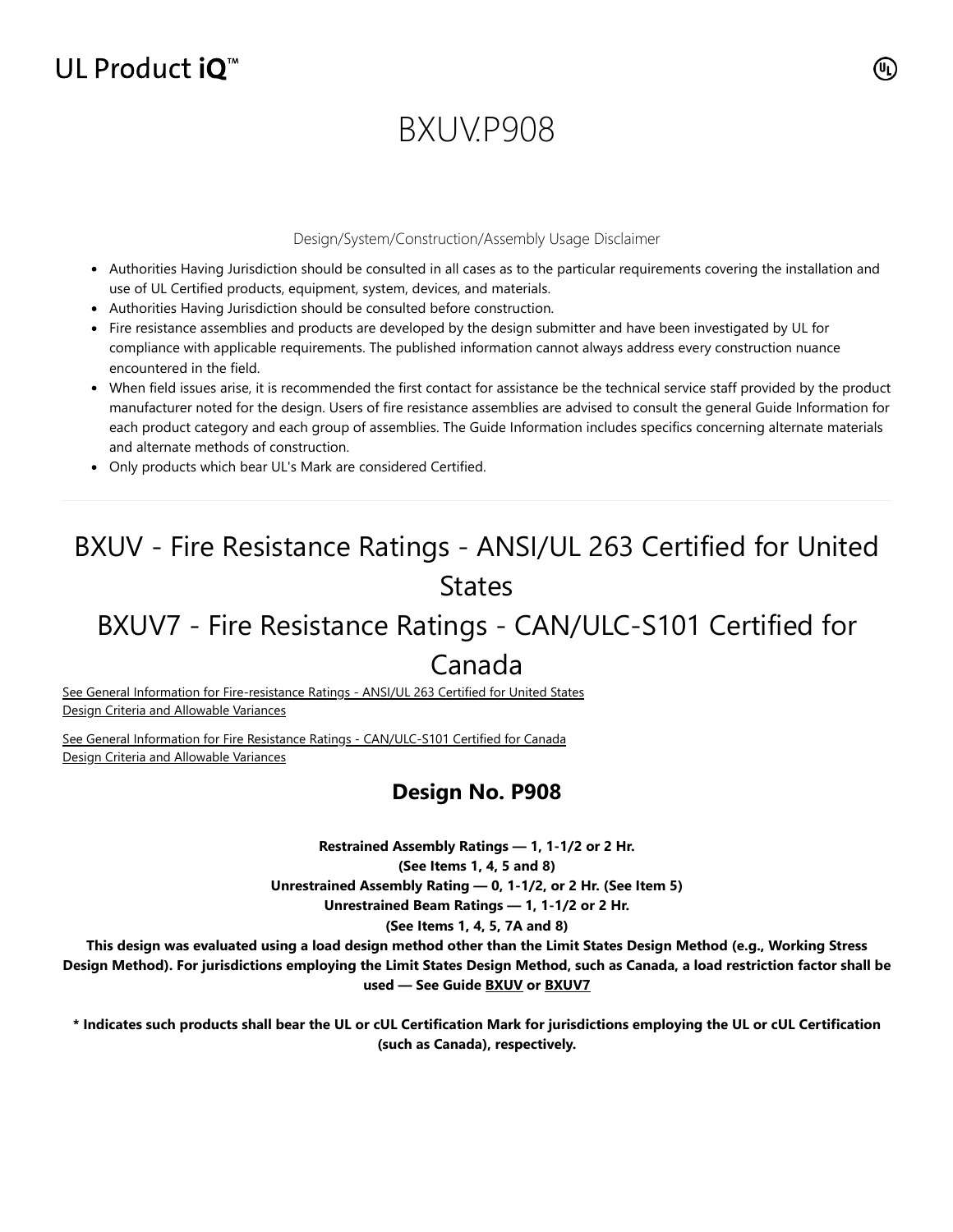UL Product iQ™

# BXUV.P908

Design/System/Construction/Assembly Usage Disclaimer

- Authorities Having Jurisdiction should be consulted in all cases as to the particular requirements covering the installation and use of UL Certified products, equipment, system, devices, and materials.
- Authorities Having Jurisdiction should be consulted before construction.
- Fire resistance assemblies and products are developed by the design submitter and have been investigated by UL for compliance with applicable requirements. The published information cannot always address every construction nuance encountered in the field.
- When field issues arise, it is recommended the first contact for assistance be the technical service staff provided by the product manufacturer noted for the design. Users of fire resistance assemblies are advised to consult the general Guide Information for each product category and each group of assemblies. The Guide Information includes specifics concerning alternate materials and alternate methods of construction.
- Only products which bear UL's Mark are considered Certified.

---

## BXUV - Fire Resistance Ratings - ANSI/UL 263 Certified for United States

## BXUV7 - Fire Resistance Ratings - CAN/ULC-S101 Certified for Canada

See General Information for Fire-resistance Ratings - ANSI/UL 263 Certified for United States
Design Criteria and Allowable Variances

See General Information for Fire Resistance Ratings - CAN/ULC-S101 Certified for Canada
Design Criteria and Allowable Variances

### Design No. P908

**Restrained Assembly Ratings — 1, 1-1/2 or 2 Hr.**
**(See Items 1, 4, 5 and 8)**
**Unrestrained Assembly Rating — 0, 1-1/2, or 2 Hr. (See Item 5)**
**Unrestrained Beam Ratings — 1, 1-1/2 or 2 Hr.**
**(See Items 1, 4, 5, 7A and 8)**
**This design was evaluated using a load design method other than the Limit States Design Method (e.g., Working Stress Design Method). For jurisdictions employing the Limit States Design Method, such as Canada, a load restriction factor shall be used — See Guide BXUV or BXUV7**

**\* Indicates such products shall bear the UL or cUL Certification Mark for jurisdictions employing the UL or cUL Certification (such as Canada), respectively.**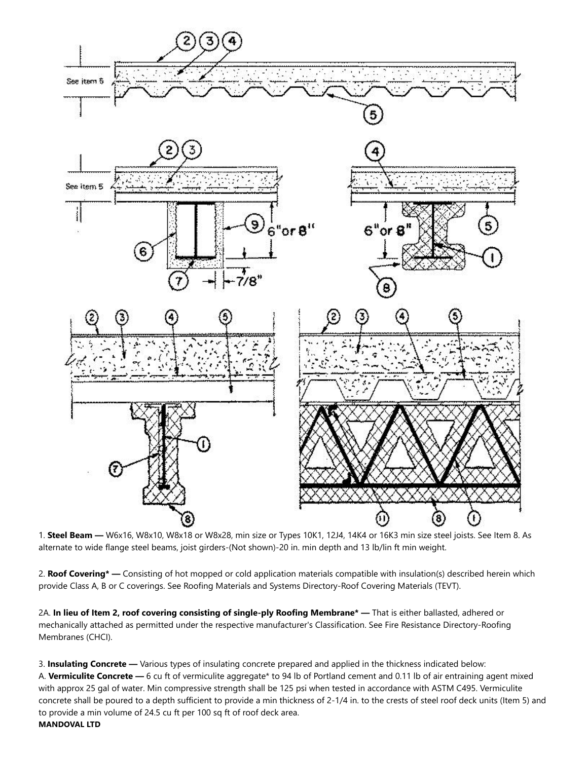1. **Steel Beam —** W6x16, W8x10, W8x18 or W8x28, min size or Types 10K1, 12J4, 14K4 or 16K3 min size steel joists. See Item 8. As alternate to wide flange steel beams, joist girders-(Not shown)-20 in. min depth and 13 lb/lin ft min weight.

2. **Roof Covering* —** Consisting of hot mopped or cold application materials compatible with insulation(s) described herein which provide Class A, B or C coverings. See Roofing Materials and Systems Directory-Roof Covering Materials (TEVT).

2A. **In lieu of Item 2, roof covering consisting of single-ply Roofing Membrane* —** That is either ballasted, adhered or mechanically attached as permitted under the respective manufacturer's Classification. See Fire Resistance Directory-Roofing Membranes (CHCI).

3. **Insulating Concrete —** Various types of insulating concrete prepared and applied in the thickness indicated below:

A. **Vermiculite Concrete —** 6 cu ft of vermiculite aggregate* to 94 lb of Portland cement and 0.11 lb of air entraining agent mixed with approx 25 gal of water. Min compressive strength shall be 125 psi when tested in accordance with ASTM C495. Vermiculite concrete shall be poured to a depth sufficient to provide a min thickness of 2-1/4 in. to the crests of steel roof deck units (Item 5) and to provide a min volume of 24.5 cu ft per 100 sq ft of roof deck area.

**MANDOVAL LTD**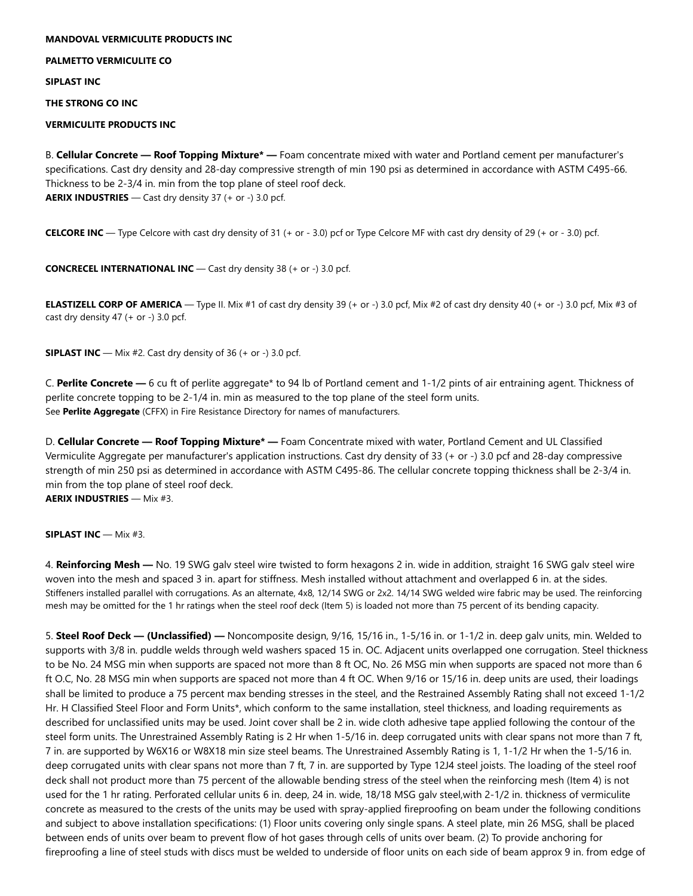**MANDOVAL VERMICULITE PRODUCTS INC**

**PALMETTO VERMICULITE CO**

**SIPLAST INC**

**THE STRONG CO INC**

**VERMICULITE PRODUCTS INC**

B. **Cellular Concrete — Roof Topping Mixture* —** Foam concentrate mixed with water and Portland cement per manufacturer's specifications. Cast dry density and 28-day compressive strength of min 190 psi as determined in accordance with ASTM C495-66. Thickness to be 2-3/4 in. min from the top plane of steel roof deck.
**AERIX INDUSTRIES** — Cast dry density 37 (+ or -) 3.0 pcf.

**CELCORE INC** — Type Celcore with cast dry density of 31 (+ or - 3.0) pcf or Type Celcore MF with cast dry density of 29 (+ or - 3.0) pcf.

**CONCRECEL INTERNATIONAL INC** — Cast dry density 38 (+ or -) 3.0 pcf.

**ELASTIZELL CORP OF AMERICA** — Type II. Mix #1 of cast dry density 39 (+ or -) 3.0 pcf, Mix #2 of cast dry density 40 (+ or -) 3.0 pcf, Mix #3 of cast dry density 47 (+ or -) 3.0 pcf.

**SIPLAST INC** — Mix #2. Cast dry density of 36 (+ or -) 3.0 pcf.

C. **Perlite Concrete —** 6 cu ft of perlite aggregate* to 94 lb of Portland cement and 1-1/2 pints of air entraining agent. Thickness of perlite concrete topping to be 2-1/4 in. min as measured to the top plane of the steel form units.
See **Perlite Aggregate** (CFFX) in Fire Resistance Directory for names of manufacturers.

D. **Cellular Concrete — Roof Topping Mixture* —** Foam Concentrate mixed with water, Portland Cement and UL Classified Vermiculite Aggregate per manufacturer's application instructions. Cast dry density of 33 (+ or -) 3.0 pcf and 28-day compressive strength of min 250 psi as determined in accordance with ASTM C495-86. The cellular concrete topping thickness shall be 2-3/4 in. min from the top plane of steel roof deck.
**AERIX INDUSTRIES** — Mix #3.

**SIPLAST INC** — Mix #3.

4. **Reinforcing Mesh —** No. 19 SWG galv steel wire twisted to form hexagons 2 in. wide in addition, straight 16 SWG galv steel wire woven into the mesh and spaced 3 in. apart for stiffness. Mesh installed without attachment and overlapped 6 in. at the sides. Stiffeners installed parallel with corrugations. As an alternate, 4x8, 12/14 SWG or 2x2. 14/14 SWG welded wire fabric may be used. The reinforcing mesh may be omitted for the 1 hr ratings when the steel roof deck (Item 5) is loaded not more than 75 percent of its bending capacity.

5. **Steel Roof Deck — (Unclassified) —** Noncomposite design, 9/16, 15/16 in., 1-5/16 in. or 1-1/2 in. deep galv units, min. Welded to supports with 3/8 in. puddle welds through weld washers spaced 15 in. OC. Adjacent units overlapped one corrugation. Steel thickness to be No. 24 MSG min when supports are spaced not more than 8 ft OC, No. 26 MSG min when supports are spaced not more than 6 ft O.C, No. 28 MSG min when supports are spaced not more than 4 ft OC. When 9/16 or 15/16 in. deep units are used, their loadings shall be limited to produce a 75 percent max bending stresses in the steel, and the Restrained Assembly Rating shall not exceed 1-1/2 Hr. H Classified Steel Floor and Form Units*, which conform to the same installation, steel thickness, and loading requirements as described for unclassified units may be used. Joint cover shall be 2 in. wide cloth adhesive tape applied following the contour of the steel form units. The Unrestrained Assembly Rating is 2 Hr when 1-5/16 in. deep corrugated units with clear spans not more than 7 ft, 7 in. are supported by W6X16 or W8X18 min size steel beams. The Unrestrained Assembly Rating is 1, 1-1/2 Hr when the 1-5/16 in. deep corrugated units with clear spans not more than 7 ft, 7 in. are supported by Type 12J4 steel joists. The loading of the steel roof deck shall not product more than 75 percent of the allowable bending stress of the steel when the reinforcing mesh (Item 4) is not used for the 1 hr rating. Perforated cellular units 6 in. deep, 24 in. wide, 18/18 MSG galv steel,with 2-1/2 in. thickness of vermiculite concrete as measured to the crests of the units may be used with spray-applied fireproofing on beam under the following conditions and subject to above installation specifications: (1) Floor units covering only single spans. A steel plate, min 26 MSG, shall be placed between ends of units over beam to prevent flow of hot gases through cells of units over beam. (2) To provide anchoring for fireproofing a line of steel studs with discs must be welded to underside of floor units on each side of beam approx 9 in. from edge of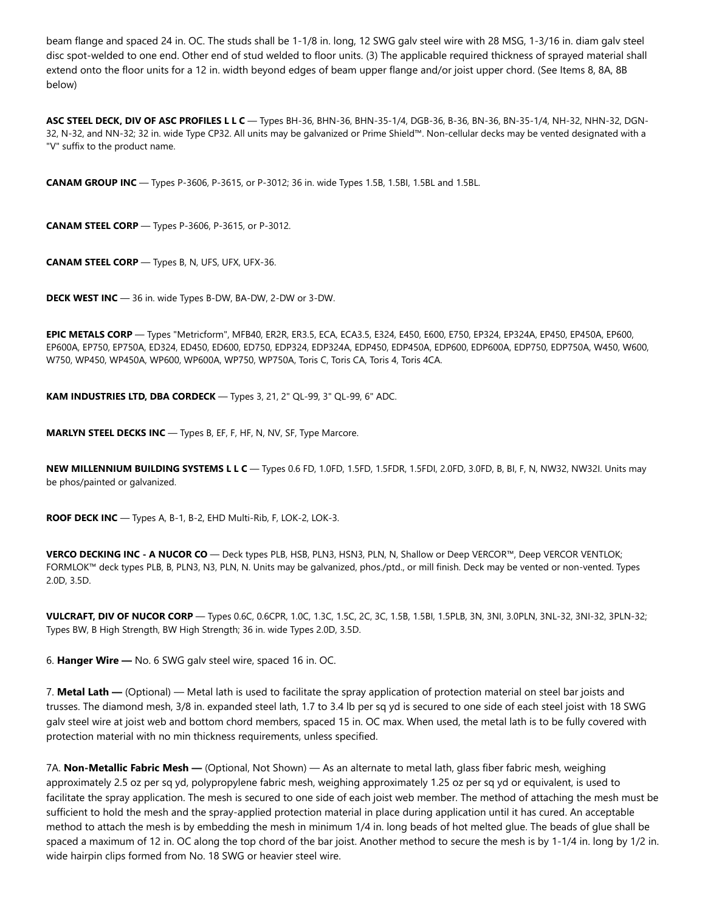beam flange and spaced 24 in. OC. The studs shall be 1-1/8 in. long, 12 SWG galv steel wire with 28 MSG, 1-3/16 in. diam galv steel disc spot-welded to one end. Other end of stud welded to floor units. (3) The applicable required thickness of sprayed material shall extend onto the floor units for a 12 in. width beyond edges of beam upper flange and/or joist upper chord. (See Items 8, 8A, 8B below)

**ASC STEEL DECK, DIV OF ASC PROFILES L L C** — Types BH-36, BHN-36, BHN-35-1/4, DGB-36, B-36, BN-36, BN-35-1/4, NH-32, NHN-32, DGN-32, N-32, and NN-32; 32 in. wide Type CP32. All units may be galvanized or Prime Shield™. Non-cellular decks may be vented designated with a "V" suffix to the product name.

**CANAM GROUP INC** — Types P-3606, P-3615, or P-3012; 36 in. wide Types 1.5B, 1.5BI, 1.5BL and 1.5BL.

**CANAM STEEL CORP** — Types P-3606, P-3615, or P-3012.

**CANAM STEEL CORP** — Types B, N, UFS, UFX, UFX-36.

**DECK WEST INC** — 36 in. wide Types B-DW, BA-DW, 2-DW or 3-DW.

**EPIC METALS CORP** — Types "Metricform", MFB40, ER2R, ER3.5, ECA, ECA3.5, E324, E450, E600, E750, EP324, EP324A, EP450, EP450A, EP600, EP600A, EP750, EP750A, ED324, ED450, ED600, ED750, EDP324, EDP324A, EDP450, EDP450A, EDP600, EDP600A, EDP750, EDP750A, W450, W600, W750, WP450, WP450A, WP600, WP600A, WP750, WP750A, Toris C, Toris CA, Toris 4, Toris 4CA.

**KAM INDUSTRIES LTD, DBA CORDECK** — Types 3, 21, 2" QL-99, 3" QL-99, 6" ADC.

**MARLYN STEEL DECKS INC** — Types B, EF, F, HF, N, NV, SF, Type Marcore.

**NEW MILLENNIUM BUILDING SYSTEMS L L C** — Types 0.6 FD, 1.0FD, 1.5FD, 1.5FDR, 1.5FDI, 2.0FD, 3.0FD, B, BI, F, N, NW32, NW32I. Units may be phos/painted or galvanized.

**ROOF DECK INC** — Types A, B-1, B-2, EHD Multi-Rib, F, LOK-2, LOK-3.

**VERCO DECKING INC - A NUCOR CO** — Deck types PLB, HSB, PLN3, HSN3, PLN, N, Shallow or Deep VERCOR™, Deep VERCOR VENTLOK; FORMLOK™ deck types PLB, B, PLN3, N3, PLN, N. Units may be galvanized, phos./ptd., or mill finish. Deck may be vented or non-vented. Types 2.0D, 3.5D.

**VULCRAFT, DIV OF NUCOR CORP** — Types 0.6C, 0.6CPR, 1.0C, 1.3C, 1.5C, 2C, 3C, 1.5B, 1.5BI, 1.5PLB, 3N, 3NI, 3.0PLN, 3NL-32, 3NI-32, 3PLN-32; Types BW, B High Strength, BW High Strength; 36 in. wide Types 2.0D, 3.5D.

6. **Hanger Wire —** No. 6 SWG galv steel wire, spaced 16 in. OC.

7. **Metal Lath —** (Optional) — Metal lath is used to facilitate the spray application of protection material on steel bar joists and trusses. The diamond mesh, 3/8 in. expanded steel lath, 1.7 to 3.4 lb per sq yd is secured to one side of each steel joist with 18 SWG galv steel wire at joist web and bottom chord members, spaced 15 in. OC max. When used, the metal lath is to be fully covered with protection material with no min thickness requirements, unless specified.

7A. **Non-Metallic Fabric Mesh —** (Optional, Not Shown) — As an alternate to metal lath, glass fiber fabric mesh, weighing approximately 2.5 oz per sq yd, polypropylene fabric mesh, weighing approximately 1.25 oz per sq yd or equivalent, is used to facilitate the spray application. The mesh is secured to one side of each joist web member. The method of attaching the mesh must be sufficient to hold the mesh and the spray-applied protection material in place during application until it has cured. An acceptable method to attach the mesh is by embedding the mesh in minimum 1/4 in. long beads of hot melted glue. The beads of glue shall be spaced a maximum of 12 in. OC along the top chord of the bar joist. Another method to secure the mesh is by 1-1/4 in. long by 1/2 in. wide hairpin clips formed from No. 18 SWG or heavier steel wire.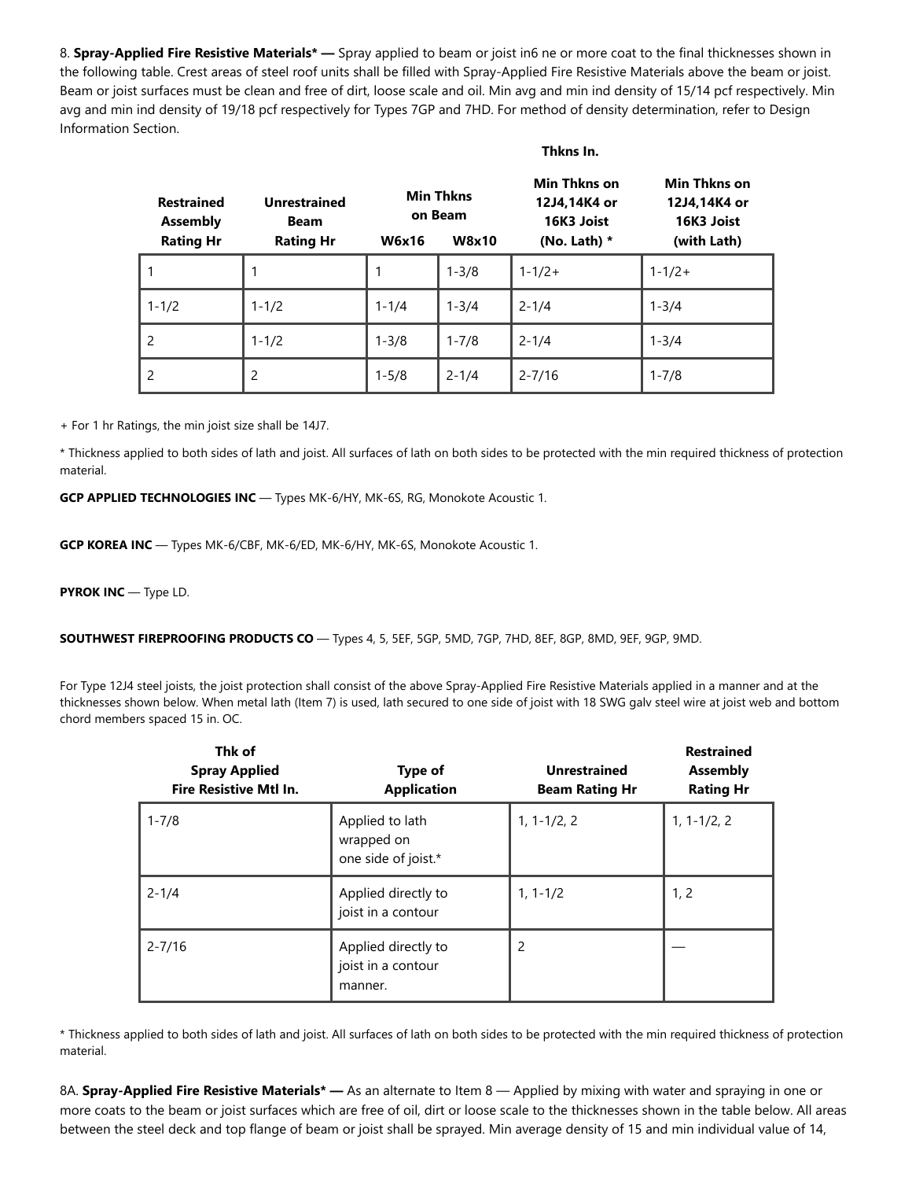8. **Spray-Applied Fire Resistive Materials\* —** Spray applied to beam or joist in6 ne or more coat to the final thicknesses shown in the following table. Crest areas of steel roof units shall be filled with Spray-Applied Fire Resistive Materials above the beam or joist. Beam or joist surfaces must be clean and free of dirt, loose scale and oil. Min avg and min ind density of 15/14 pcf respectively. Min avg and min ind density of 19/18 pcf respectively for Types 7GP and 7HD. For method of density determination, refer to Design Information Section.

| | | Thkns In. | | | |
|---|---|---|---|---|---|
| Restrained Assembly Rating Hr | Unrestrained Beam Rating Hr | Min Thkns on Beam | | Min Thkns on 12J4,14K4 or 16K3 Joist (No. Lath) * | Min Thkns on 12J4,14K4 or 16K3 Joist (with Lath) |
| | | W6x16 | W8x10 | | |
| 1 | 1 | 1 | 1-3/8 | 1-1/2+ | 1-1/2+ |
| 1-1/2 | 1-1/2 | 1-1/4 | 1-3/4 | 2-1/4 | 1-3/4 |
| 2 | 1-1/2 | 1-3/8 | 1-7/8 | 2-1/4 | 1-3/4 |
| 2 | 2 | 1-5/8 | 2-1/4 | 2-7/16 | 1-7/8 |

+ For 1 hr Ratings, the min joist size shall be 14J7.

\* Thickness applied to both sides of lath and joist. All surfaces of lath on both sides to be protected with the min required thickness of protection material.

**GCP APPLIED TECHNOLOGIES INC** — Types MK-6/HY, MK-6S, RG, Monokote Acoustic 1.

**GCP KOREA INC** — Types MK-6/CBF, MK-6/ED, MK-6/HY, MK-6S, Monokote Acoustic 1.

**PYROK INC** — Type LD.

**SOUTHWEST FIREPROOFING PRODUCTS CO** — Types 4, 5, 5EF, 5GP, 5MD, 7GP, 7HD, 8EF, 8GP, 8MD, 9EF, 9GP, 9MD.

For Type 12J4 steel joists, the joist protection shall consist of the above Spray-Applied Fire Resistive Materials applied in a manner and at the thicknesses shown below. When metal lath (Item 7) is used, lath secured to one side of joist with 18 SWG galv steel wire at joist web and bottom chord members spaced 15 in. OC.

| Thk of Spray Applied Fire Resistive Mtl In. | Type of Application | Unrestrained Beam Rating Hr | Restrained Assembly Rating Hr |
|---|---|---|---|
| 1-7/8 | Applied to lath wrapped on one side of joist.* | 1, 1-1/2, 2 | 1, 1-1/2, 2 |
| 2-1/4 | Applied directly to joist in a contour | 1, 1-1/2 | 1, 2 |
| 2-7/16 | Applied directly to joist in a contour manner. | 2 | — |

\* Thickness applied to both sides of lath and joist. All surfaces of lath on both sides to be protected with the min required thickness of protection material.

8A. **Spray-Applied Fire Resistive Materials\* —** As an alternate to Item 8 — Applied by mixing with water and spraying in one or more coats to the beam or joist surfaces which are free of oil, dirt or loose scale to the thicknesses shown in the table below. All areas between the steel deck and top flange of beam or joist shall be sprayed. Min average density of 15 and min individual value of 14,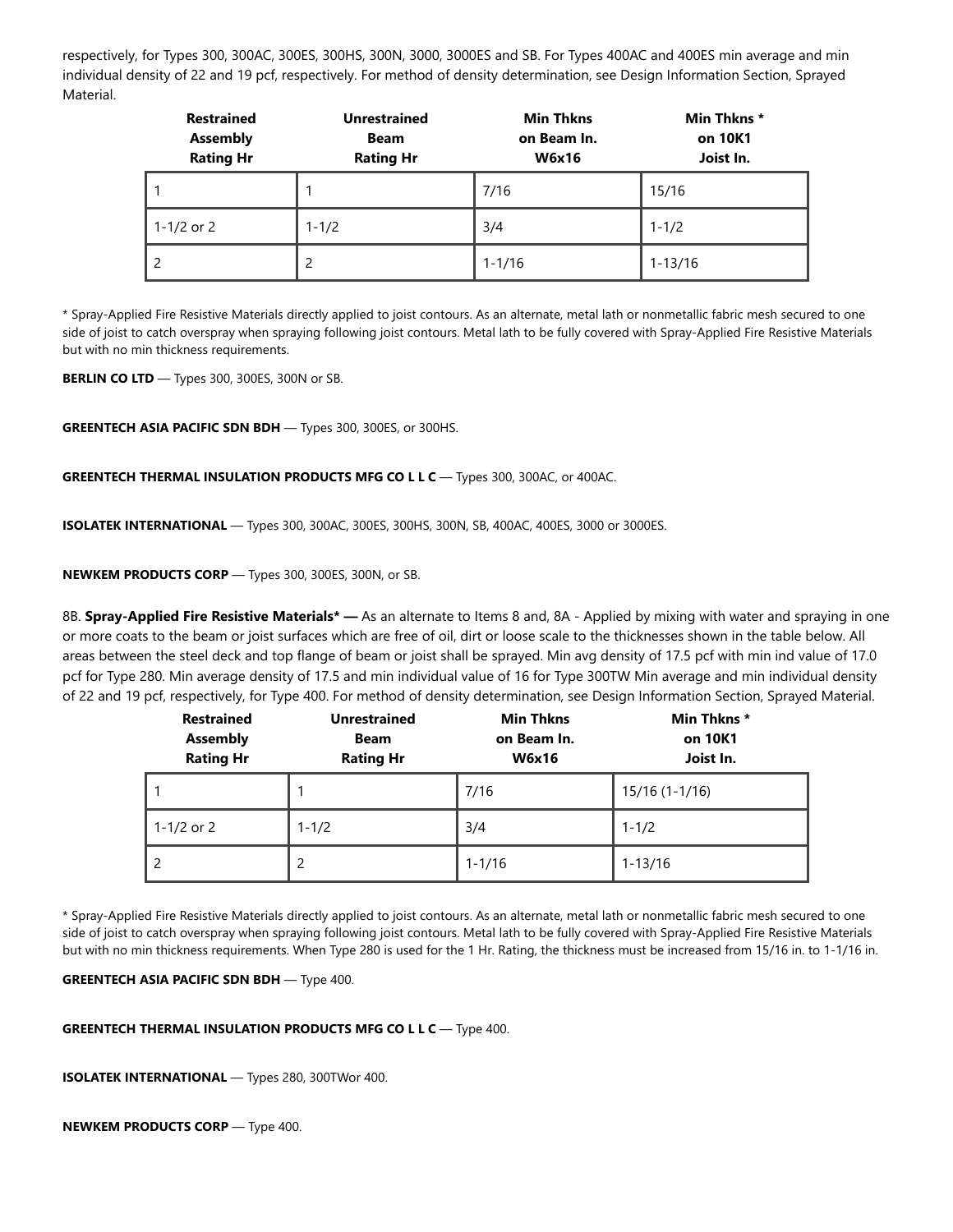respectively, for Types 300, 300AC, 300ES, 300HS, 300N, 3000, 3000ES and SB. For Types 400AC and 400ES min average and min individual density of 22 and 19 pcf, respectively. For method of density determination, see Design Information Section, Sprayed Material.

| Restrained Assembly Rating Hr | Unrestrained Beam Rating Hr | Min Thkns on Beam In. W6x16 | Min Thkns * on 10K1 Joist In. |
|---|---|---|---|
| 1 | 1 | 7/16 | 15/16 |
| 1-1/2 or 2 | 1-1/2 | 3/4 | 1-1/2 |
| 2 | 2 | 1-1/16 | 1-13/16 |

* Spray-Applied Fire Resistive Materials directly applied to joist contours. As an alternate, metal lath or nonmetallic fabric mesh secured to one side of joist to catch overspray when spraying following joist contours. Metal lath to be fully covered with Spray-Applied Fire Resistive Materials but with no min thickness requirements.

**BERLIN CO LTD** — Types 300, 300ES, 300N or SB.

**GREENTECH ASIA PACIFIC SDN BDH** — Types 300, 300ES, or 300HS.

**GREENTECH THERMAL INSULATION PRODUCTS MFG CO L L C** — Types 300, 300AC, or 400AC.

**ISOLATEK INTERNATIONAL** — Types 300, 300AC, 300ES, 300HS, 300N, SB, 400AC, 400ES, 3000 or 3000ES.

**NEWKEM PRODUCTS CORP** — Types 300, 300ES, 300N, or SB.

8B. **Spray-Applied Fire Resistive Materials* —** As an alternate to Items 8 and, 8A - Applied by mixing with water and spraying in one or more coats to the beam or joist surfaces which are free of oil, dirt or loose scale to the thicknesses shown in the table below. All areas between the steel deck and top flange of beam or joist shall be sprayed. Min avg density of 17.5 pcf with min ind value of 17.0 pcf for Type 280. Min average density of 17.5 and min individual value of 16 for Type 300TW Min average and min individual density of 22 and 19 pcf, respectively, for Type 400. For method of density determination, see Design Information Section, Sprayed Material.

| Restrained Assembly Rating Hr | Unrestrained Beam Rating Hr | Min Thkns on Beam In. W6x16 | Min Thkns * on 10K1 Joist In. |
|---|---|---|---|
| 1 | 1 | 7/16 | 15/16 (1-1/16) |
| 1-1/2 or 2 | 1-1/2 | 3/4 | 1-1/2 |
| 2 | 2 | 1-1/16 | 1-13/16 |

* Spray-Applied Fire Resistive Materials directly applied to joist contours. As an alternate, metal lath or nonmetallic fabric mesh secured to one side of joist to catch overspray when spraying following joist contours. Metal lath to be fully covered with Spray-Applied Fire Resistive Materials but with no min thickness requirements. When Type 280 is used for the 1 Hr. Rating, the thickness must be increased from 15/16 in. to 1-1/16 in.

**GREENTECH ASIA PACIFIC SDN BDH** — Type 400.

**GREENTECH THERMAL INSULATION PRODUCTS MFG CO L L C** — Type 400.

**ISOLATEK INTERNATIONAL** — Types 280, 300TWor 400.

**NEWKEM PRODUCTS CORP** — Type 400.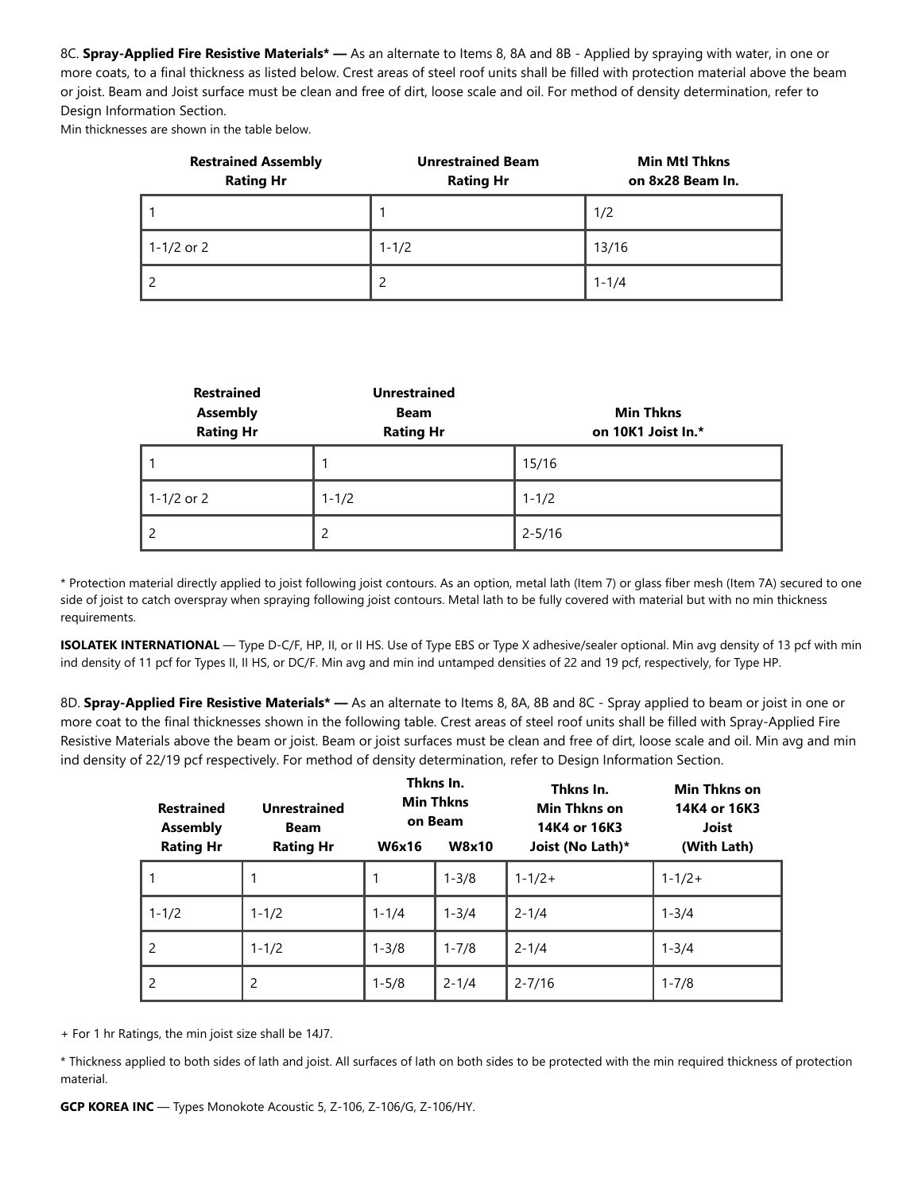8C. **Spray-Applied Fire Resistive Materials* —** As an alternate to Items 8, 8A and 8B - Applied by spraying with water, in one or more coats, to a final thickness as listed below. Crest areas of steel roof units shall be filled with protection material above the beam or joist. Beam and Joist surface must be clean and free of dirt, loose scale and oil. For method of density determination, refer to Design Information Section.

Min thicknesses are shown in the table below.

| Restrained Assembly Rating Hr | Unrestrained Beam Rating Hr | Min Mtl Thkns on 8x28 Beam In. |
|---|---|---|
| 1 | 1 | 1/2 |
| 1-1/2 or 2 | 1-1/2 | 13/16 |
| 2 | 2 | 1-1/4 |

| Restrained Assembly Rating Hr | Unrestrained Beam Rating Hr | Min Thkns on 10K1 Joist In.* |
|---|---|---|
| 1 | 1 | 15/16 |
| 1-1/2 or 2 | 1-1/2 | 1-1/2 |
| 2 | 2 | 2-5/16 |

* Protection material directly applied to joist following joist contours. As an option, metal lath (Item 7) or glass fiber mesh (Item 7A) secured to one side of joist to catch overspray when spraying following joist contours. Metal lath to be fully covered with material but with no min thickness requirements.

**ISOLATEK INTERNATIONAL** — Type D-C/F, HP, II, or II HS. Use of Type EBS or Type X adhesive/sealer optional. Min avg density of 13 pcf with min ind density of 11 pcf for Types II, II HS, or DC/F. Min avg and min ind untamped densities of 22 and 19 pcf, respectively, for Type HP.

8D. **Spray-Applied Fire Resistive Materials* —** As an alternate to Items 8, 8A, 8B and 8C - Spray applied to beam or joist in one or more coat to the final thicknesses shown in the following table. Crest areas of steel roof units shall be filled with Spray-Applied Fire Resistive Materials above the beam or joist. Beam or joist surfaces must be clean and free of dirt, loose scale and oil. Min avg and min ind density of 22/19 pcf respectively. For method of density determination, refer to Design Information Section.

| Restrained Assembly Rating Hr | Unrestrained Beam Rating Hr | Thkns In. Min Thkns on Beam | | Thkns In. Min Thkns on 14K4 or 16K3 Joist (No Lath)* | Min Thkns on 14K4 or 16K3 Joist (With Lath) |
|---|---|---|---|---|---|
| | | W6x16 | W8x10 | | |
| 1 | 1 | 1 | 1-3/8 | 1-1/2+ | 1-1/2+ |
| 1-1/2 | 1-1/2 | 1-1/4 | 1-3/4 | 2-1/4 | 1-3/4 |
| 2 | 1-1/2 | 1-3/8 | 1-7/8 | 2-1/4 | 1-3/4 |
| 2 | 2 | 1-5/8 | 2-1/4 | 2-7/16 | 1-7/8 |

+ For 1 hr Ratings, the min joist size shall be 14J7.

* Thickness applied to both sides of lath and joist. All surfaces of lath on both sides to be protected with the min required thickness of protection material.

**GCP KOREA INC** — Types Monokote Acoustic 5, Z-106, Z-106/G, Z-106/HY.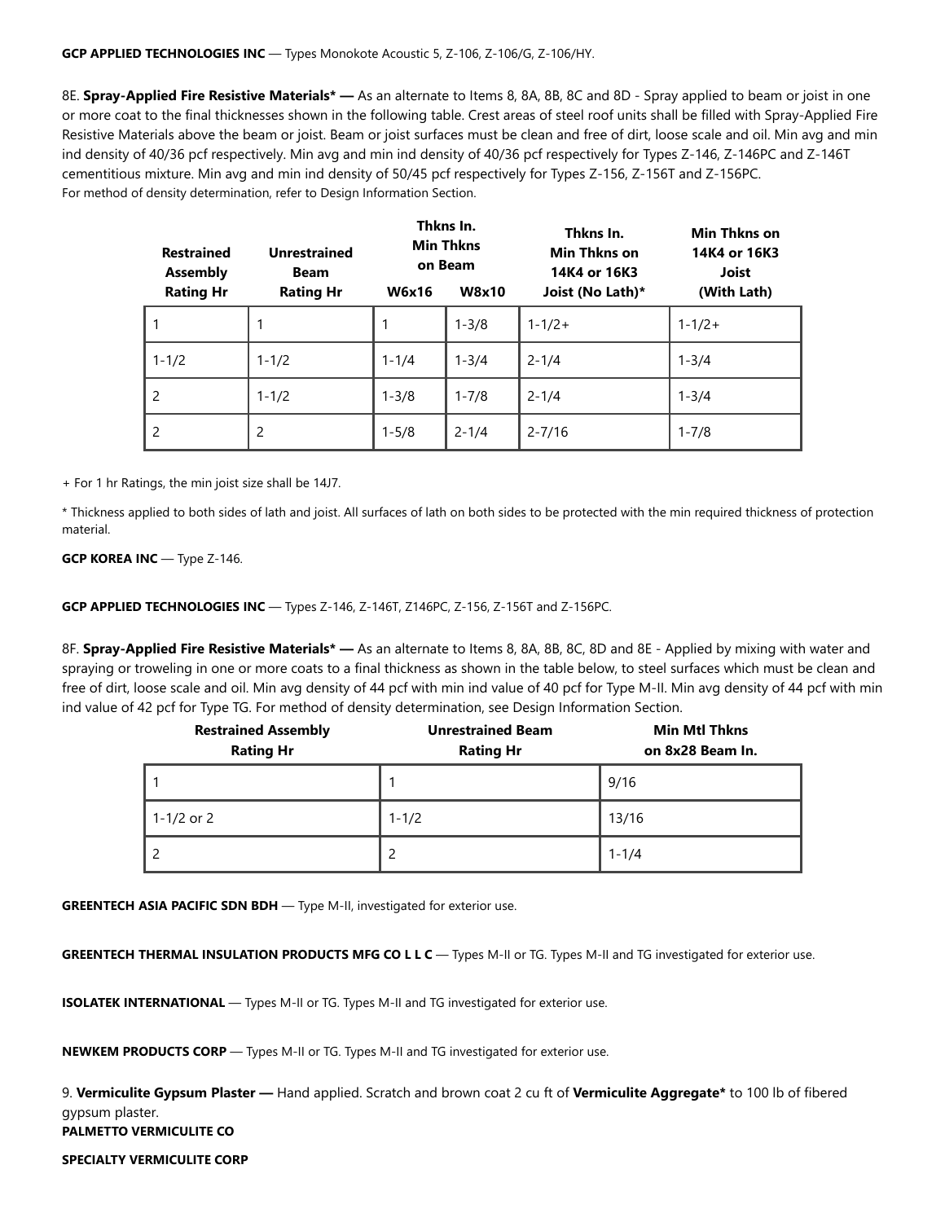**GCP APPLIED TECHNOLOGIES INC** — Types Monokote Acoustic 5, Z-106, Z-106/G, Z-106/HY.

8E. **Spray-Applied Fire Resistive Materials* —** As an alternate to Items 8, 8A, 8B, 8C and 8D - Spray applied to beam or joist in one or more coat to the final thicknesses shown in the following table. Crest areas of steel roof units shall be filled with Spray-Applied Fire Resistive Materials above the beam or joist. Beam or joist surfaces must be clean and free of dirt, loose scale and oil. Min avg and min ind density of 40/36 pcf respectively. Min avg and min ind density of 40/36 pcf respectively for Types Z-146, Z-146PC and Z-146T cementitious mixture. Min avg and min ind density of 50/45 pcf respectively for Types Z-156, Z-156T and Z-156PC. For method of density determination, refer to Design Information Section.

| Restrained Assembly Rating Hr | Unrestrained Beam Rating Hr | Thkns In. Min Thkns on Beam | | Thkns In. Min Thkns on 14K4 or 16K3 Joist (No Lath)* | Min Thkns on 14K4 or 16K3 Joist (With Lath) |
|---|---|---|---|---|---|
| | | W6x16 | W8x10 | | |
| 1 | 1 | 1 | 1-3/8 | 1-1/2+ | 1-1/2+ |
| 1-1/2 | 1-1/2 | 1-1/4 | 1-3/4 | 2-1/4 | 1-3/4 |
| 2 | 1-1/2 | 1-3/8 | 1-7/8 | 2-1/4 | 1-3/4 |
| 2 | 2 | 1-5/8 | 2-1/4 | 2-7/16 | 1-7/8 |

+ For 1 hr Ratings, the min joist size shall be 14J7.

* Thickness applied to both sides of lath and joist. All surfaces of lath on both sides to be protected with the min required thickness of protection material.

**GCP KOREA INC** — Type Z-146.

**GCP APPLIED TECHNOLOGIES INC** — Types Z-146, Z-146T, Z146PC, Z-156, Z-156T and Z-156PC.

8F. **Spray-Applied Fire Resistive Materials* —** As an alternate to Items 8, 8A, 8B, 8C, 8D and 8E - Applied by mixing with water and spraying or troweling in one or more coats to a final thickness as shown in the table below, to steel surfaces which must be clean and free of dirt, loose scale and oil. Min avg density of 44 pcf with min ind value of 40 pcf for Type M-II. Min avg density of 44 pcf with min ind value of 42 pcf for Type TG. For method of density determination, see Design Information Section.

| Restrained Assembly Rating Hr | Unrestrained Beam Rating Hr | Min Mtl Thkns on 8x28 Beam In. |
|---|---|---|
| 1 | 1 | 9/16 |
| 1-1/2 or 2 | 1-1/2 | 13/16 |
| 2 | 2 | 1-1/4 |

**GREENTECH ASIA PACIFIC SDN BDH** — Type M-II, investigated for exterior use.

**GREENTECH THERMAL INSULATION PRODUCTS MFG CO L L C** — Types M-II or TG. Types M-II and TG investigated for exterior use.

**ISOLATEK INTERNATIONAL** — Types M-II or TG. Types M-II and TG investigated for exterior use.

**NEWKEM PRODUCTS CORP** — Types M-II or TG. Types M-II and TG investigated for exterior use.

9. **Vermiculite Gypsum Plaster —** Hand applied. Scratch and brown coat 2 cu ft of **Vermiculite Aggregate*** to 100 lb of fibered gypsum plaster.

**PALMETTO VERMICULITE CO**

**SPECIALTY VERMICULITE CORP**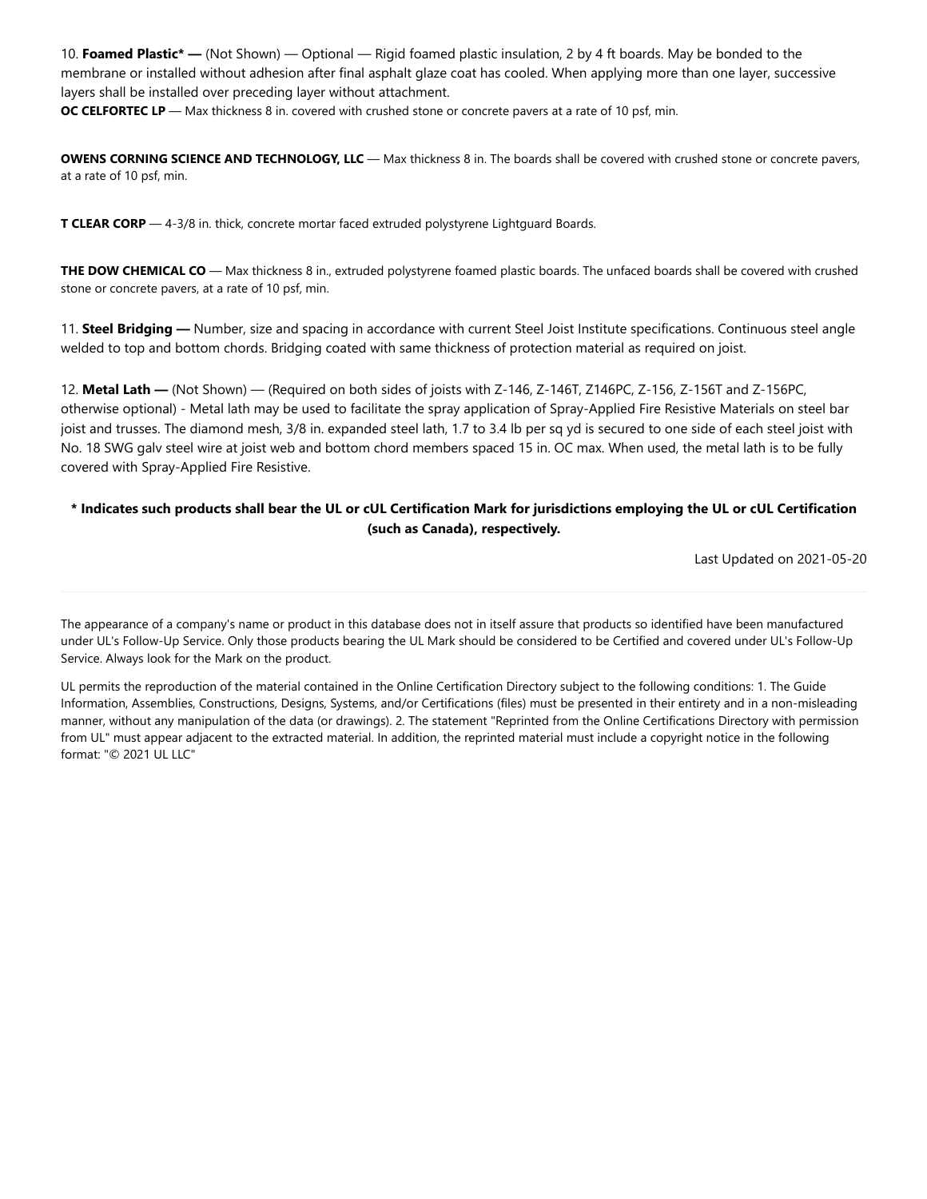10. **Foamed Plastic* —** (Not Shown) — Optional — Rigid foamed plastic insulation, 2 by 4 ft boards. May be bonded to the membrane or installed without adhesion after final asphalt glaze coat has cooled. When applying more than one layer, successive layers shall be installed over preceding layer without attachment.

**OC CELFORTEC LP** — Max thickness 8 in. covered with crushed stone or concrete pavers at a rate of 10 psf, min.

**OWENS CORNING SCIENCE AND TECHNOLOGY, LLC** — Max thickness 8 in. The boards shall be covered with crushed stone or concrete pavers, at a rate of 10 psf, min.

**T CLEAR CORP** — 4-3/8 in. thick, concrete mortar faced extruded polystyrene Lightguard Boards.

**THE DOW CHEMICAL CO** — Max thickness 8 in., extruded polystyrene foamed plastic boards. The unfaced boards shall be covered with crushed stone or concrete pavers, at a rate of 10 psf, min.

11. **Steel Bridging —** Number, size and spacing in accordance with current Steel Joist Institute specifications. Continuous steel angle welded to top and bottom chords. Bridging coated with same thickness of protection material as required on joist.

12. **Metal Lath —** (Not Shown) — (Required on both sides of joists with Z-146, Z-146T, Z146PC, Z-156, Z-156T and Z-156PC, otherwise optional) - Metal lath may be used to facilitate the spray application of Spray-Applied Fire Resistive Materials on steel bar joist and trusses. The diamond mesh, 3/8 in. expanded steel lath, 1.7 to 3.4 lb per sq yd is secured to one side of each steel joist with No. 18 SWG galv steel wire at joist web and bottom chord members spaced 15 in. OC max. When used, the metal lath is to be fully covered with Spray-Applied Fire Resistive.

**\* Indicates such products shall bear the UL or cUL Certification Mark for jurisdictions employing the UL or cUL Certification (such as Canada), respectively.**

Last Updated on 2021-05-20

---

The appearance of a company's name or product in this database does not in itself assure that products so identified have been manufactured under UL's Follow-Up Service. Only those products bearing the UL Mark should be considered to be Certified and covered under UL's Follow-Up Service. Always look for the Mark on the product.

UL permits the reproduction of the material contained in the Online Certification Directory subject to the following conditions: 1. The Guide Information, Assemblies, Constructions, Designs, Systems, and/or Certifications (files) must be presented in their entirety and in a non-misleading manner, without any manipulation of the data (or drawings). 2. The statement "Reprinted from the Online Certifications Directory with permission from UL" must appear adjacent to the extracted material. In addition, the reprinted material must include a copyright notice in the following format: "© 2021 UL LLC"